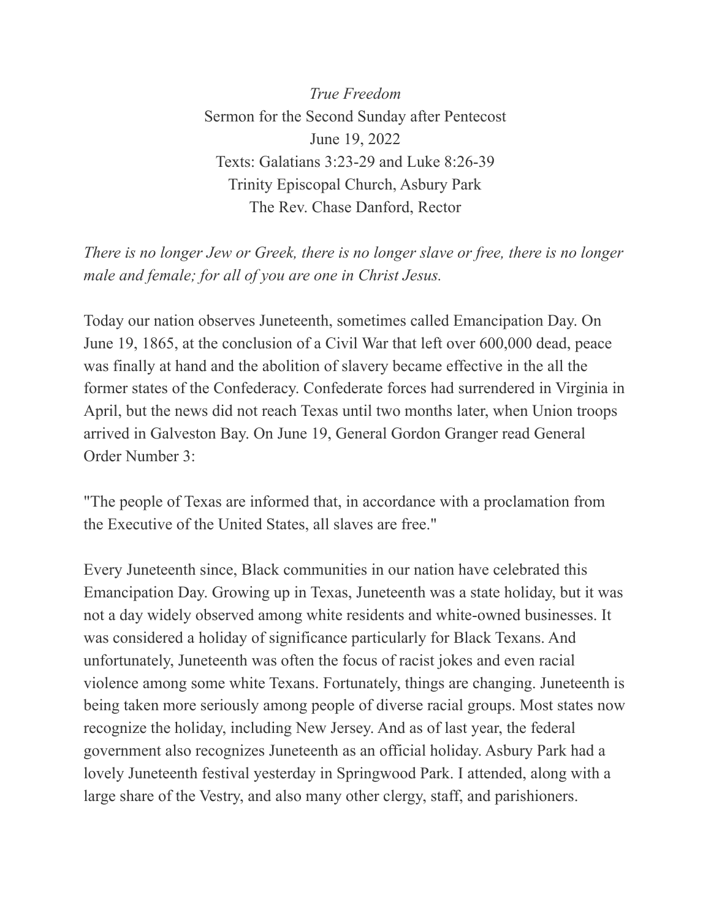*True Freedom*

Sermon for the Second Sunday after Pentecost

June 19, 2022

Texts: Galatians 3:23-29 and Luke 8:26-39

Trinity Episcopal Church, Asbury Park

The Rev. Chase Danford, Rector

*There is no longer Jew or Greek, there is no longer slave or free, there is no longer male and female; for all of you are one in Christ Jesus.*

Today our nation observes Juneteenth, sometimes called Emancipation Day. On June 19, 1865, at the conclusion of a Civil War that left over 600,000 dead, peace was finally at hand and the abolition of slavery became effective in the all the former states of the Confederacy. Confederate forces had surrendered in Virginia in April, but the news did not reach Texas until two months later, when Union troops arrived in Galveston Bay. On June 19, General Gordon Granger read General Order Number 3:

"The people of Texas are informed that, in accordance with a proclamation from the Executive of the United States, all slaves are free."

Every Juneteenth since, Black communities in our nation have celebrated this Emancipation Day. Growing up in Texas, Juneteenth was a state holiday, but it was not a day widely observed among white residents and white-owned businesses. It was considered a holiday of significance particularly for Black Texans. And unfortunately, Juneteenth was often the focus of racist jokes and even racial violence among some white Texans. Fortunately, things are changing. Juneteenth is being taken more seriously among people of diverse racial groups. Most states now recognize the holiday, including New Jersey. And as of last year, the federal government also recognizes Juneteenth as an official holiday. Asbury Park had a lovely Juneteenth festival yesterday in Springwood Park. I attended, along with a large share of the Vestry, and also many other clergy, staff, and parishioners.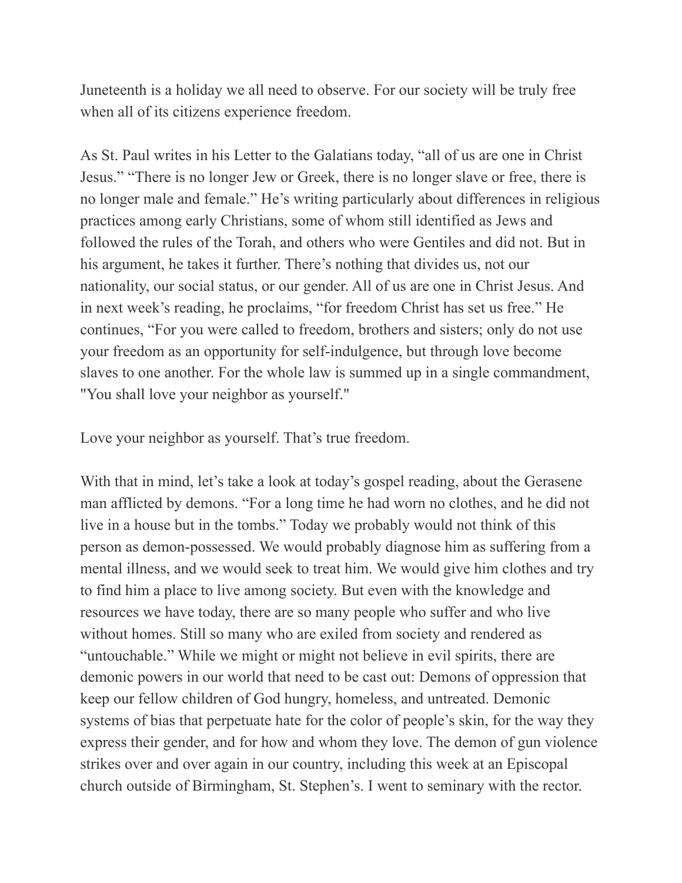Juneteenth is a holiday we all need to observe. For our society will be truly free when all of its citizens experience freedom.

As St. Paul writes in his Letter to the Galatians today, "all of us are one in Christ Jesus." "There is no longer Jew or Greek, there is no longer slave or free, there is no longer male and female." He's writing particularly about differences in religious practices among early Christians, some of whom still identified as Jews and followed the rules of the Torah, and others who were Gentiles and did not. But in his argument, he takes it further. There's nothing that divides us, not our nationality, our social status, or our gender. All of us are one in Christ Jesus. And in next week's reading, he proclaims, "for freedom Christ has set us free." He continues, "For you were called to freedom, brothers and sisters; only do not use your freedom as an opportunity for self-indulgence, but through love become slaves to one another. For the whole law is summed up in a single commandment, "You shall love your neighbor as yourself."

Love your neighbor as yourself. That's true freedom.

With that in mind, let's take a look at today's gospel reading, about the Gerasene man afflicted by demons. "For a long time he had worn no clothes, and he did not live in a house but in the tombs." Today we probably would not think of this person as demon-possessed. We would probably diagnose him as suffering from a mental illness, and we would seek to treat him. We would give him clothes and try to find him a place to live among society. But even with the knowledge and resources we have today, there are so many people who suffer and who live without homes. Still so many who are exiled from society and rendered as "untouchable." While we might or might not believe in evil spirits, there are demonic powers in our world that need to be cast out: Demons of oppression that keep our fellow children of God hungry, homeless, and untreated. Demonic systems of bias that perpetuate hate for the color of people's skin, for the way they express their gender, and for how and whom they love. The demon of gun violence strikes over and over again in our country, including this week at an Episcopal church outside of Birmingham, St. Stephen's. I went to seminary with the rector.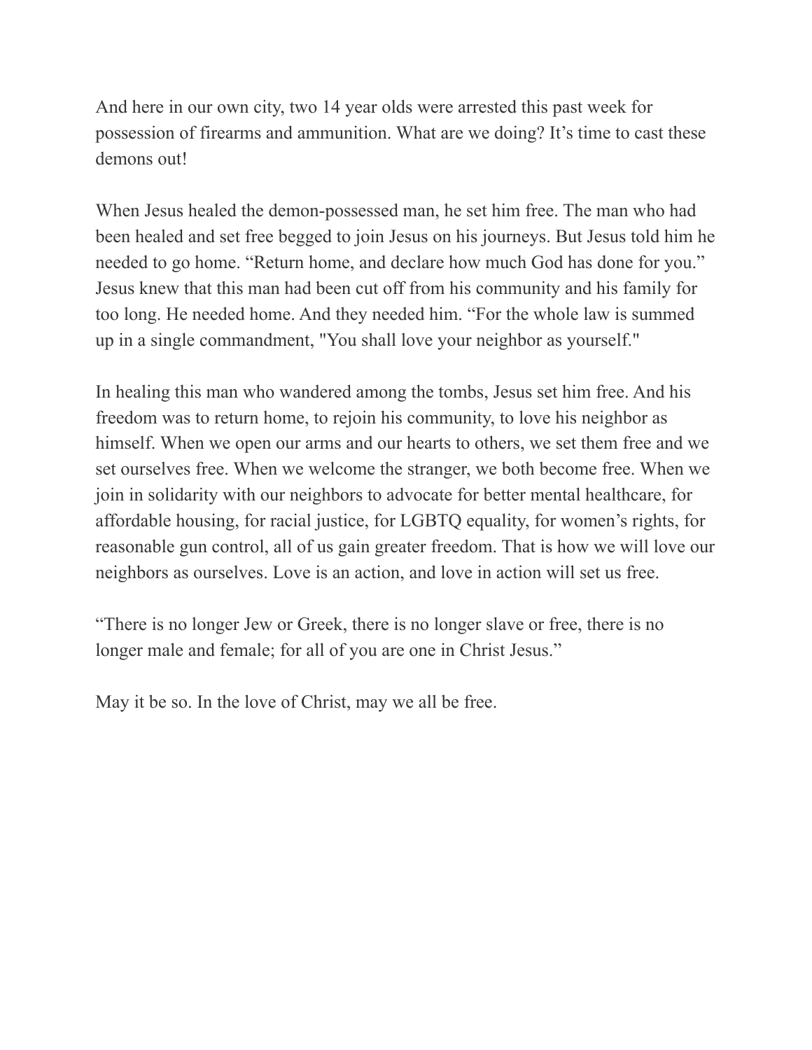And here in our own city, two 14 year olds were arrested this past week for possession of firearms and ammunition. What are we doing? It's time to cast these demons out!

When Jesus healed the demon-possessed man, he set him free. The man who had been healed and set free begged to join Jesus on his journeys. But Jesus told him he needed to go home. "Return home, and declare how much God has done for you." Jesus knew that this man had been cut off from his community and his family for too long. He needed home. And they needed him. "For the whole law is summed up in a single commandment, "You shall love your neighbor as yourself."

In healing this man who wandered among the tombs, Jesus set him free. And his freedom was to return home, to rejoin his community, to love his neighbor as himself. When we open our arms and our hearts to others, we set them free and we set ourselves free. When we welcome the stranger, we both become free. When we join in solidarity with our neighbors to advocate for better mental healthcare, for affordable housing, for racial justice, for LGBTQ equality, for women's rights, for reasonable gun control, all of us gain greater freedom. That is how we will love our neighbors as ourselves. Love is an action, and love in action will set us free.

"There is no longer Jew or Greek, there is no longer slave or free, there is no longer male and female; for all of you are one in Christ Jesus."

May it be so. In the love of Christ, may we all be free.